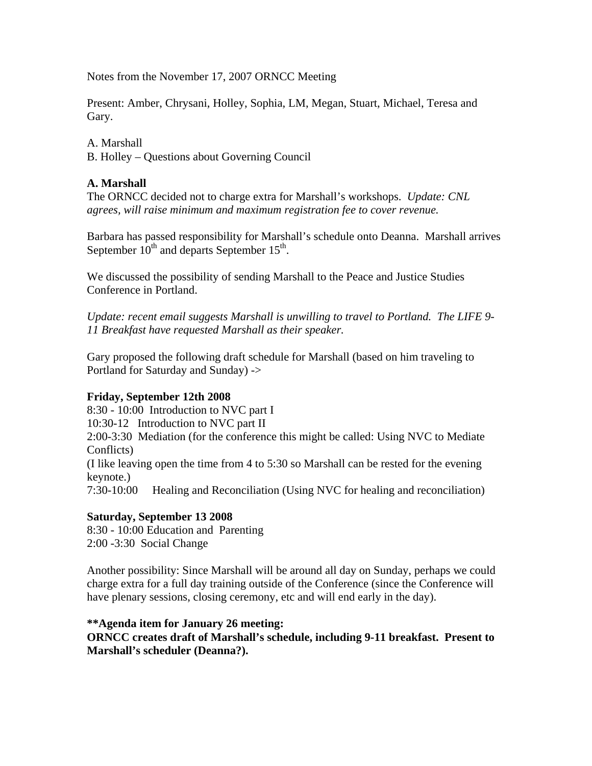Notes from the November 17, 2007 ORNCC Meeting

Present: Amber, Chrysani, Holley, Sophia, LM, Megan, Stuart, Michael, Teresa and Gary.

A. Marshall
B. Holley – Questions about Governing Council

**A. Marshall**

The ORNCC decided not to charge extra for Marshall's workshops. *Update: CNL agrees, will raise minimum and maximum registration fee to cover revenue.*

Barbara has passed responsibility for Marshall's schedule onto Deanna. Marshall arrives September 10th and departs September 15th.

We discussed the possibility of sending Marshall to the Peace and Justice Studies Conference in Portland.

*Update: recent email suggests Marshall is unwilling to travel to Portland. The LIFE 9-11 Breakfast have requested Marshall as their speaker.*

Gary proposed the following draft schedule for Marshall (based on him traveling to Portland for Saturday and Sunday) ->

**Friday, September 12th 2008**

8:30 - 10:00 Introduction to NVC part I
10:30-12 Introduction to NVC part II
2:00-3:30 Mediation (for the conference this might be called: Using NVC to Mediate Conflicts)
(I like leaving open the time from 4 to 5:30 so Marshall can be rested for the evening keynote.)
7:30-10:00 Healing and Reconciliation (Using NVC for healing and reconciliation)

**Saturday, September 13 2008**

8:30 - 10:00 Education and Parenting
2:00 -3:30 Social Change

Another possibility: Since Marshall will be around all day on Sunday, perhaps we could charge extra for a full day training outside of the Conference (since the Conference will have plenary sessions, closing ceremony, etc and will end early in the day).

**\*\*Agenda item for January 26 meeting:**
**ORNCC creates draft of Marshall's schedule, including 9-11 breakfast. Present to Marshall's scheduler (Deanna?).**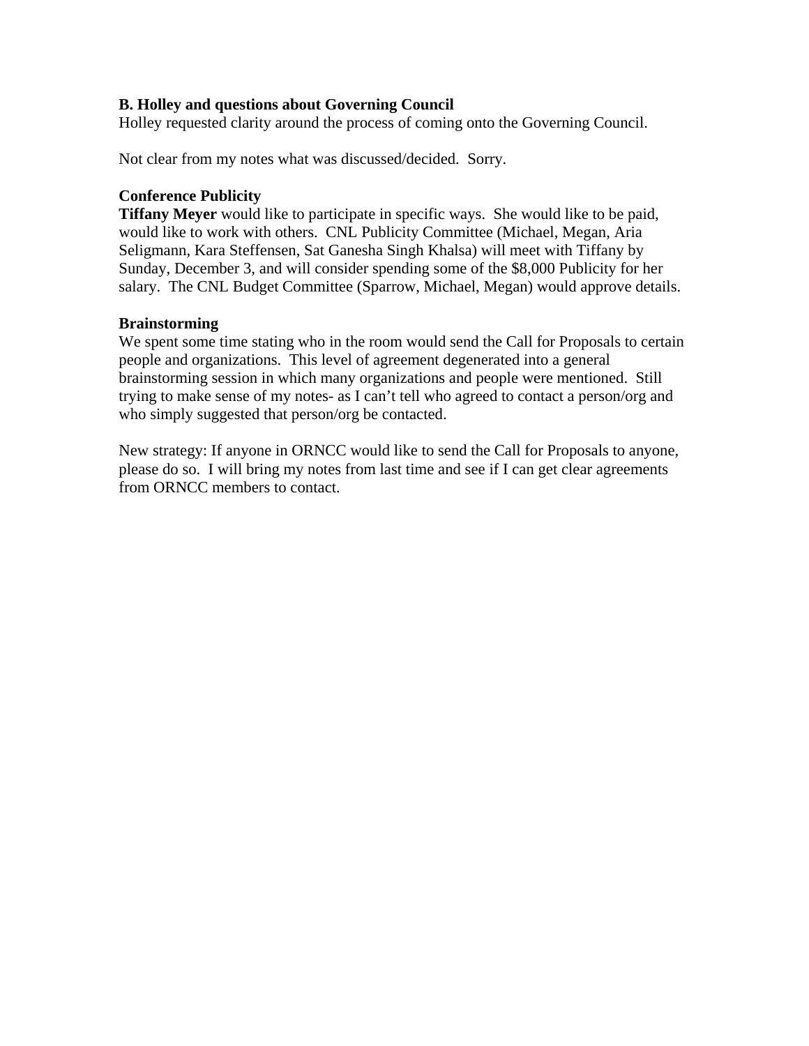**B. Holley and questions about Governing Council**
Holley requested clarity around the process of coming onto the Governing Council.

Not clear from my notes what was discussed/decided. Sorry.

**Conference Publicity**
**Tiffany Meyer** would like to participate in specific ways. She would like to be paid, would like to work with others. CNL Publicity Committee (Michael, Megan, Aria Seligmann, Kara Steffensen, Sat Ganesha Singh Khalsa) will meet with Tiffany by Sunday, December 3, and will consider spending some of the $8,000 Publicity for her salary. The CNL Budget Committee (Sparrow, Michael, Megan) would approve details.

**Brainstorming**
We spent some time stating who in the room would send the Call for Proposals to certain people and organizations. This level of agreement degenerated into a general brainstorming session in which many organizations and people were mentioned. Still trying to make sense of my notes- as I can't tell who agreed to contact a person/org and who simply suggested that person/org be contacted.

New strategy: If anyone in ORNCC would like to send the Call for Proposals to anyone, please do so. I will bring my notes from last time and see if I can get clear agreements from ORNCC members to contact.